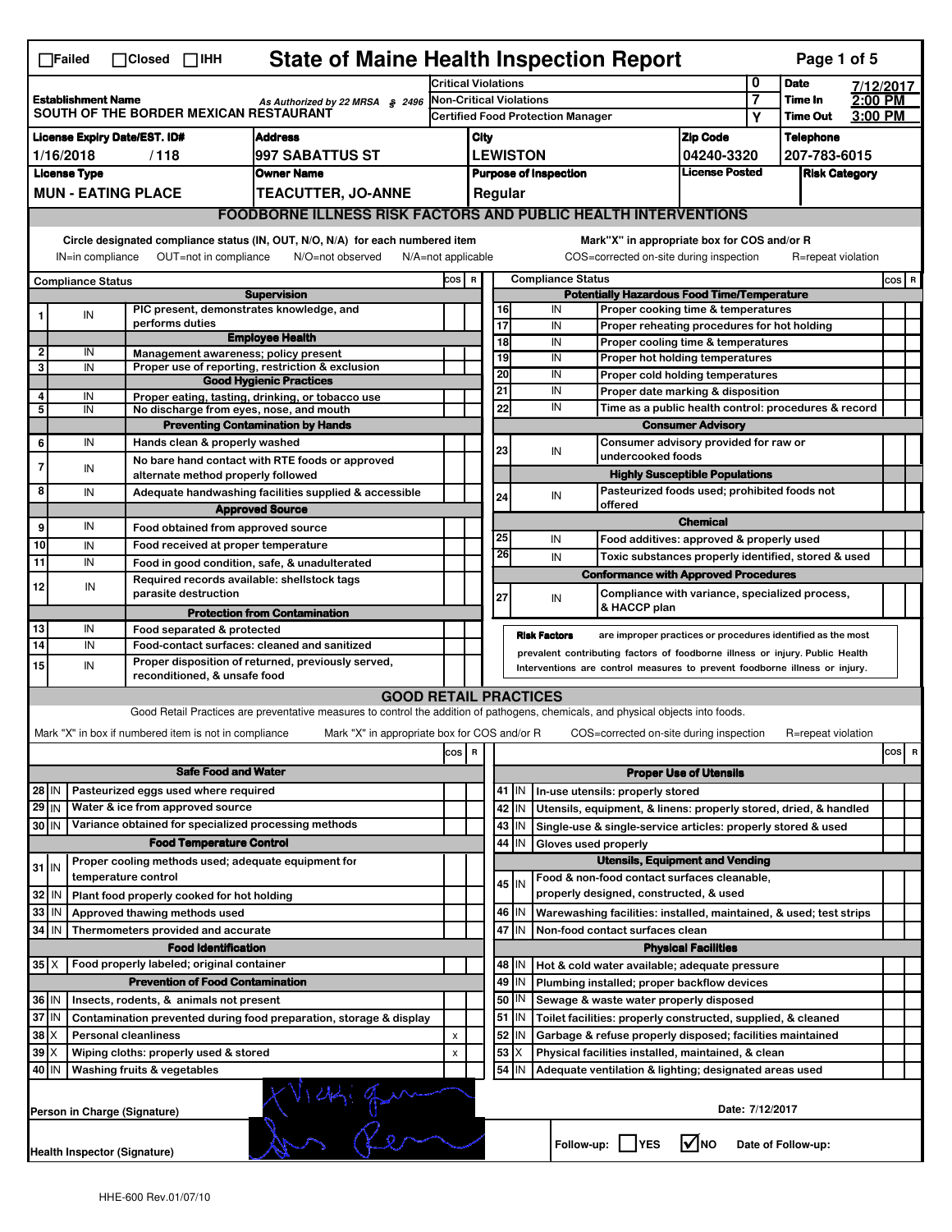# State of Maine Health Inspection Report

☐Failed ☐Closed ☐IHH

| | | | |
|---|---|---|---|
| **Establishment Name** | As Authorized by 22 MRSA § 2496 | Critical Violations | 0 |
| SOUTH OF THE BORDER MEXICAN RESTAURANT | | Non-Critical Violations | 7 |
| | | Certified Food Protection Manager | Y |

**Date** 7/12/2017 **Time In** 2:00 PM **Time Out** 3:00 PM

| License Expiry Date/EST. ID# | Address | City | Zip Code | Telephone |
|---|---|---|---|---|
| 1/16/2018 / 118 | 997 SABATTUS ST | LEWISTON | 04240-3320 | 207-783-6015 |
| **License Type** | **Owner Name** | **Purpose of Inspection** | **License Posted** | **Risk Category** |
| MUN - EATING PLACE | TEACUTTER, JO-ANNE | Regular | | |

## FOODBORNE ILLNESS RISK FACTORS AND PUBLIC HEALTH INTERVENTIONS

Circle designated compliance status (IN, OUT, N/O, N/A) for each numbered item
IN=in compliance OUT=not in compliance N/O=not observed N/A=not applicable

Mark "X" in appropriate box for COS and/or R
COS=corrected on-site during inspection R=repeat violation

| # | Compliance Status | Item | COS | R |
|---|---|---|---|---|
| | | **Supervision** | | |
| 1 | IN | PIC present, demonstrates knowledge, and performs duties | | |
| | | **Employee Health** | | |
| 2 | IN | Management awareness; policy present | | |
| 3 | IN | Proper use of reporting, restriction & exclusion | | |
| | | **Good Hygienic Practices** | | |
| 4 | IN | Proper eating, tasting, drinking, or tobacco use | | |
| 5 | IN | No discharge from eyes, nose, and mouth | | |
| | | **Preventing Contamination by Hands** | | |
| 6 | IN | Hands clean & properly washed | | |
| 7 | IN | No bare hand contact with RTE foods or approved alternate method properly followed | | |
| 8 | IN | Adequate handwashing facilities supplied & accessible | | |
| | | **Approved Source** | | |
| 9 | IN | Food obtained from approved source | | |
| 10 | IN | Food received at proper temperature | | |
| 11 | IN | Food in good condition, safe, & unadulterated | | |
| 12 | IN | Required records available: shellstock tags parasite destruction | | |
| | | **Protection from Contamination** | | |
| 13 | IN | Food separated & protected | | |
| 14 | IN | Food-contact surfaces: cleaned and sanitized | | |
| 15 | IN | Proper disposition of returned, previously served, reconditioned, & unsafe food | | |
| | | **Potentially Hazardous Food Time/Temperature** | | |
| 16 | IN | Proper cooking time & temperatures | | |
| 17 | IN | Proper reheating procedures for hot holding | | |
| 18 | IN | Proper cooling time & temperatures | | |
| 19 | IN | Proper hot holding temperatures | | |
| 20 | IN | Proper cold holding temperatures | | |
| 21 | IN | Proper date marking & disposition | | |
| 22 | IN | Time as a public health control: procedures & record | | |
| | | **Consumer Advisory** | | |
| 23 | IN | Consumer advisory provided for raw or undercooked foods | | |
| | | **Highly Susceptible Populations** | | |
| 24 | IN | Pasteurized foods used; prohibited foods not offered | | |
| | | **Chemical** | | |
| 25 | IN | Food additives: approved & properly used | | |
| 26 | IN | Toxic substances properly identified, stored & used | | |
| | | **Conformance with Approved Procedures** | | |
| 27 | IN | Compliance with variance, specialized process, & HACCP plan | | |

**Risk Factors** are improper practices or procedures identified as the most prevalent contributing factors of foodborne illness or injury. Public Health Interventions are control measures to prevent foodborne illness or injury.

## GOOD RETAIL PRACTICES

Good Retail Practices are preventative measures to control the addition of pathogens, chemicals, and physical objects into foods.

Mark "X" in box if numbered item is not in compliance Mark "X" in appropriate box for COS and/or R COS=corrected on-site during inspection R=repeat violation

| # | Status | Item | COS | R |
|---|---|---|---|---|
| | | **Safe Food and Water** | | |
| 28 | IN | Pasteurized eggs used where required | | |
| 29 | IN | Water & ice from approved source | | |
| 30 | IN | Variance obtained for specialized processing methods | | |
| | | **Food Temperature Control** | | |
| 31 | IN | Proper cooling methods used; adequate equipment for temperature control | | |
| 32 | IN | Plant food properly cooked for hot holding | | |
| 33 | IN | Approved thawing methods used | | |
| 34 | IN | Thermometers provided and accurate | | |
| | | **Food Identification** | | |
| 35 | X | Food properly labeled; original container | | |
| | | **Prevention of Food Contamination** | | |
| 36 | IN | Insects, rodents, & animals not present | | |
| 37 | IN | Contamination prevented during food preparation, storage & display | | |
| 38 | X | Personal cleanliness | x | |
| 39 | X | Wiping cloths: properly used & stored | x | |
| 40 | IN | Washing fruits & vegetables | | |
| | | **Proper Use of Utensils** | | |
| 41 | IN | In-use utensils: properly stored | | |
| 42 | IN | Utensils, equipment, & linens: properly stored, dried, & handled | | |
| 43 | IN | Single-use & single-service articles: properly stored & used | | |
| 44 | IN | Gloves used properly | | |
| | | **Utensils, Equipment and Vending** | | |
| 45 | IN | Food & non-food contact surfaces cleanable, properly designed, constructed, & used | | |
| 46 | IN | Warewashing facilities: installed, maintained, & used; test strips | | |
| 47 | IN | Non-food contact surfaces clean | | |
| | | **Physical Facilities** | | |
| 48 | IN | Hot & cold water available; adequate pressure | | |
| 49 | IN | Plumbing installed; proper backflow devices | | |
| 50 | IN | Sewage & waste water properly disposed | | |
| 51 | IN | Toilet facilities: properly constructed, supplied, & cleaned | | |
| 52 | IN | Garbage & refuse properly disposed; facilities maintained | | |
| 53 | X | Physical facilities installed, maintained, & clean | | |
| 54 | IN | Adequate ventilation & lighting; designated areas used | | |

Person in Charge (Signature): X Vicki [signature]

Date: 7/12/2017

Health Inspector (Signature): [signature]

Follow-up: ☐ YES ☑ NO Date of Follow-up:

HHE-600 Rev.01/07/10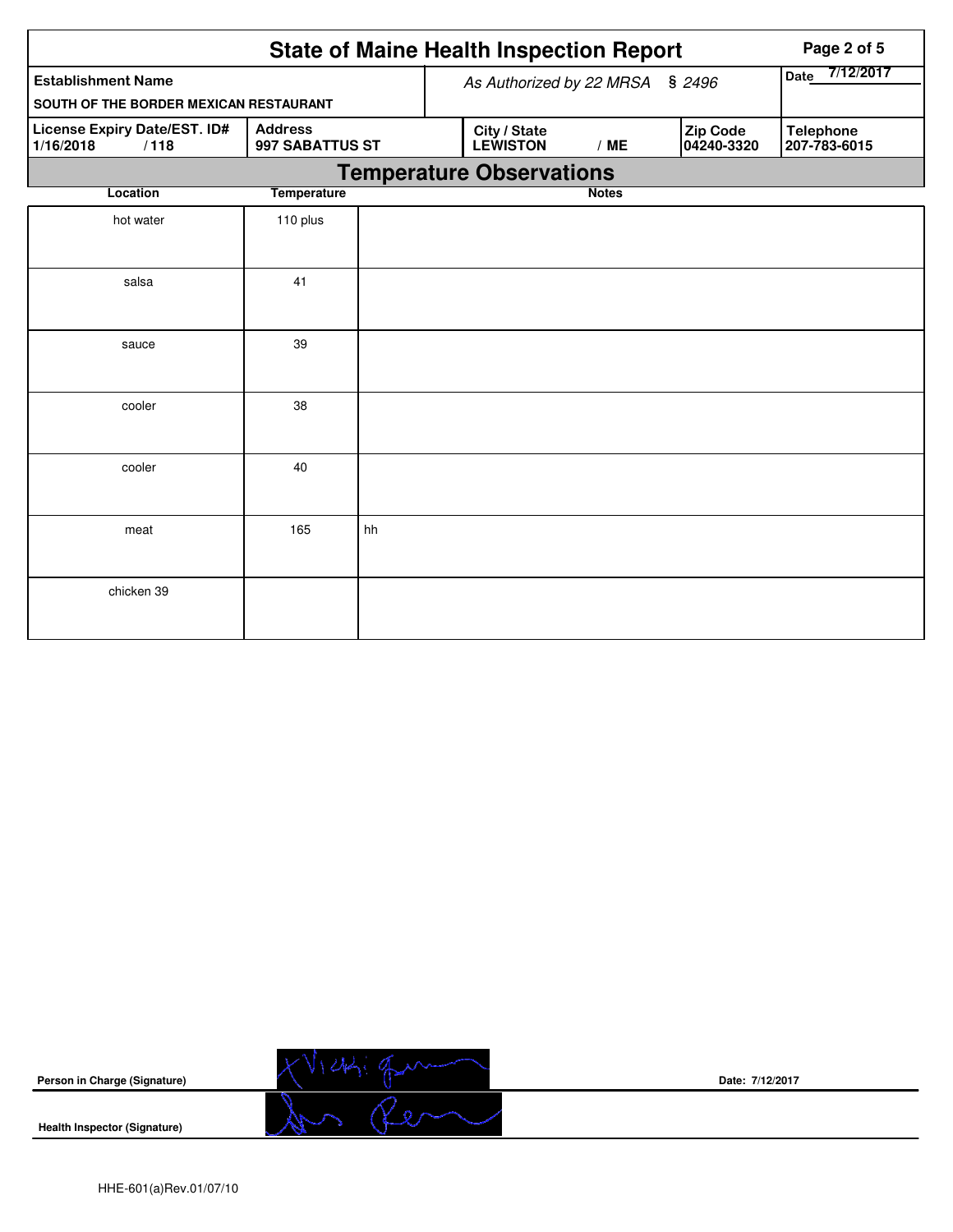# State of Maine Health Inspection Report

| Establishment Name | As Authorized by 22 MRSA § 2496 | Date 7/12/2017 |
|---|---|---|
| SOUTH OF THE BORDER MEXICAN RESTAURANT | | |

| License Expiry Date/EST. ID# | Address | City / State | Zip Code | Telephone |
|---|---|---|---|---|
| 1/16/2018 / 118 | 997 SABATTUS ST | LEWISTON / ME | 04240-3320 | 207-783-6015 |

## Temperature Observations

| Location | Temperature | Notes |
|---|---|---|
| hot water | 110 plus | |
| salsa | 41 | |
| sauce | 39 | |
| cooler | 38 | |
| cooler | 40 | |
| meat | 165 | hh |
| chicken 39 | | |

**Person in Charge (Signature)** Date: 7/12/2017

**Health Inspector (Signature)**

HHE-601(a)Rev.01/07/10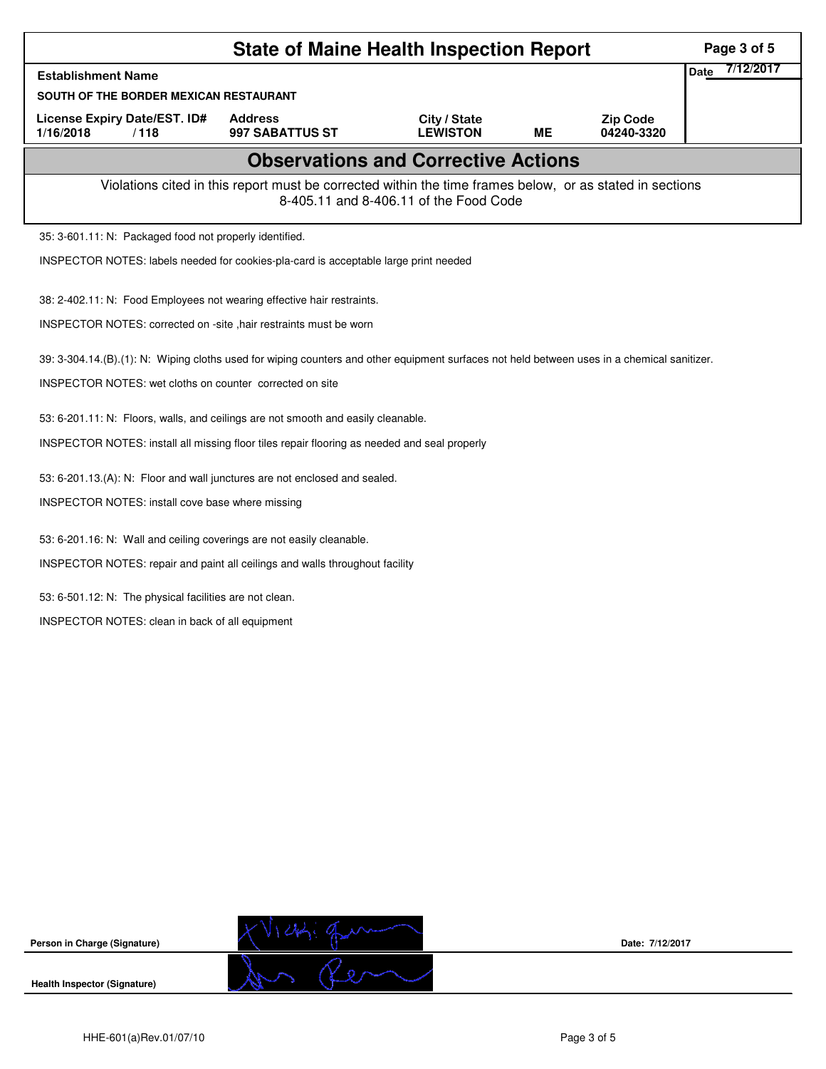# State of Maine Health Inspection Report

| Establishment Name | | | | | Date 7/12/2017 |
|---|---|---|---|---|---|
| SOUTH OF THE BORDER MEXICAN RESTAURANT | | | | | |
| License Expiry Date/EST. ID# | Address | City / State | | Zip Code | |
| 1/16/2018 / 118 | 997 SABATTUS ST | LEWISTON | ME | 04240-3320 | |

## Observations and Corrective Actions

Violations cited in this report must be corrected within the time frames below, or as stated in sections 8-405.11 and 8-406.11 of the Food Code

35: 3-601.11: N: Packaged food not properly identified.

INSPECTOR NOTES: labels needed for cookies-pla-card is acceptable large print needed

38: 2-402.11: N: Food Employees not wearing effective hair restraints.

INSPECTOR NOTES: corrected on -site ,hair restraints must be worn

39: 3-304.14.(B).(1): N: Wiping cloths used for wiping counters and other equipment surfaces not held between uses in a chemical sanitizer.

INSPECTOR NOTES: wet cloths on counter corrected on site

53: 6-201.11: N: Floors, walls, and ceilings are not smooth and easily cleanable.

INSPECTOR NOTES: install all missing floor tiles repair flooring as needed and seal properly

53: 6-201.13.(A): N: Floor and wall junctures are not enclosed and sealed.

INSPECTOR NOTES: install cove base where missing

53: 6-201.16: N: Wall and ceiling coverings are not easily cleanable.

INSPECTOR NOTES: repair and paint all ceilings and walls throughout facility

53: 6-501.12: N: The physical facilities are not clean.

INSPECTOR NOTES: clean in back of all equipment

Person in Charge (Signature)    Date: 7/12/2017

Health Inspector (Signature)

HHE-601(a)Rev.01/07/10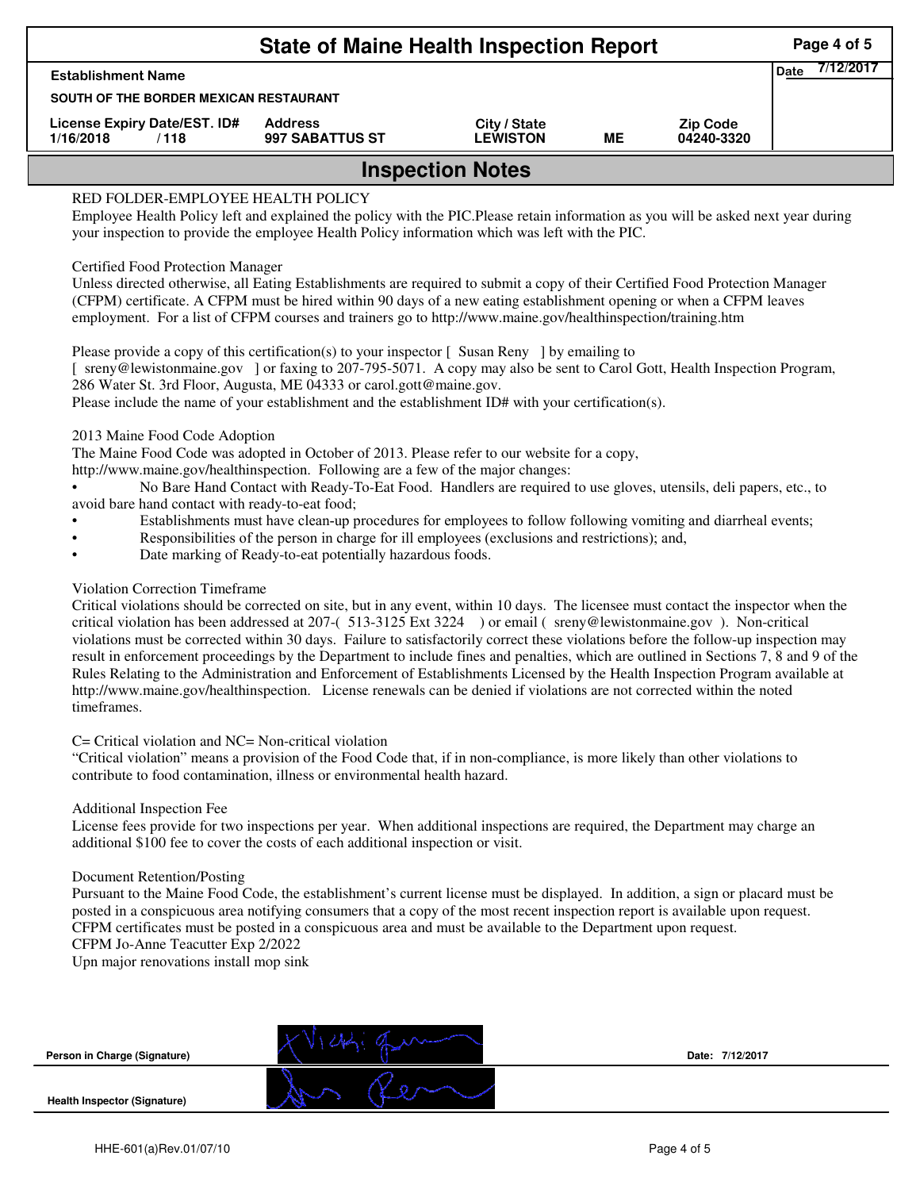# State of Maine Health Inspection Report

| Establishment Name | | | | | Date 7/12/2017 |
|---|---|---|---|---|---|
| SOUTH OF THE BORDER MEXICAN RESTAURANT | | | | | |
| License Expiry Date/EST. ID# | Address | City / State | | Zip Code | |
| 1/16/2018 / 118 | 997 SABATTUS ST | LEWISTON | ME | 04240-3320 | |

## Inspection Notes

RED FOLDER-EMPLOYEE HEALTH POLICY
Employee Health Policy left and explained the policy with the PIC.Please retain information as you will be asked next year during your inspection to provide the employee Health Policy information which was left with the PIC.

Certified Food Protection Manager
Unless directed otherwise, all Eating Establishments are required to submit a copy of their Certified Food Protection Manager (CFPM) certificate. A CFPM must be hired within 90 days of a new eating establishment opening or when a CFPM leaves employment. For a list of CFPM courses and trainers go to http://www.maine.gov/healthinspection/training.htm

Please provide a copy of this certification(s) to your inspector [ Susan Reny ] by emailing to [ sreny@lewistonmaine.gov ] or faxing to 207-795-5071. A copy may also be sent to Carol Gott, Health Inspection Program, 286 Water St. 3rd Floor, Augusta, ME 04333 or carol.gott@maine.gov.
Please include the name of your establishment and the establishment ID# with your certification(s).

2013 Maine Food Code Adoption
The Maine Food Code was adopted in October of 2013. Please refer to our website for a copy, http://www.maine.gov/healthinspection. Following are a few of the major changes:

- No Bare Hand Contact with Ready-To-Eat Food. Handlers are required to use gloves, utensils, deli papers, etc., to avoid bare hand contact with ready-to-eat food;
- Establishments must have clean-up procedures for employees to follow following vomiting and diarrheal events;
- Responsibilities of the person in charge for ill employees (exclusions and restrictions); and,
- Date marking of Ready-to-eat potentially hazardous foods.

Violation Correction Timeframe
Critical violations should be corrected on site, but in any event, within 10 days. The licensee must contact the inspector when the critical violation has been addressed at 207-( 513-3125 Ext 3224 ) or email ( sreny@lewistonmaine.gov ). Non-critical violations must be corrected within 30 days. Failure to satisfactorily correct these violations before the follow-up inspection may result in enforcement proceedings by the Department to include fines and penalties, which are outlined in Sections 7, 8 and 9 of the Rules Relating to the Administration and Enforcement of Establishments Licensed by the Health Inspection Program available at http://www.maine.gov/healthinspection. License renewals can be denied if violations are not corrected within the noted timeframes.

C= Critical violation and NC= Non-critical violation
"Critical violation" means a provision of the Food Code that, if in non-compliance, is more likely than other violations to contribute to food contamination, illness or environmental health hazard.

Additional Inspection Fee
License fees provide for two inspections per year. When additional inspections are required, the Department may charge an additional $100 fee to cover the costs of each additional inspection or visit.

Document Retention/Posting
Pursuant to the Maine Food Code, the establishment's current license must be displayed. In addition, a sign or placard must be posted in a conspicuous area notifying consumers that a copy of the most recent inspection report is available upon request. CFPM certificates must be posted in a conspicuous area and must be available to the Department upon request.
CFPM Jo-Anne Teacutter Exp 2/2022
Upn major renovations install mop sink

Person in Charge (Signature) — Date: 7/12/2017

Health Inspector (Signature)

HHE-601(a)Rev.01/07/10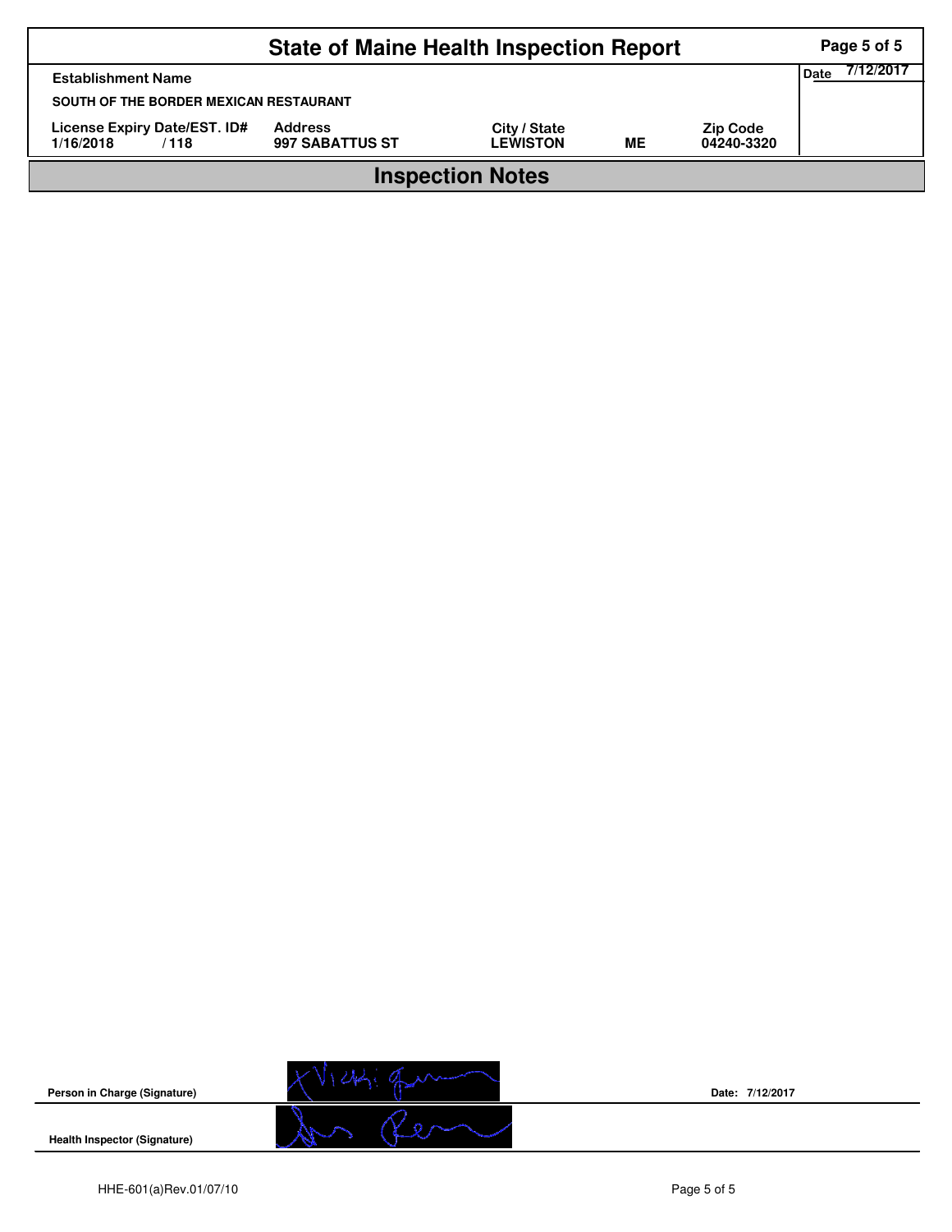# State of Maine Health Inspection Report

| | | | | | |
|---|---|---|---|---|---|
| **Establishment Name** | | | | | **Date** 7/12/2017 |
| **SOUTH OF THE BORDER MEXICAN RESTAURANT** | | | | | |
| **License Expiry Date/EST. ID#** 1/16/2018 / 118 | **Address** 997 SABATTUS ST | **City / State** LEWISTON | ME | **Zip Code** 04240-3320 | |

## Inspection Notes

**Person in Charge (Signature)** &nbsp;&nbsp;&nbsp;&nbsp; **Date: 7/12/2017**

**Health Inspector (Signature)**

HHE-601(a)Rev.01/07/10